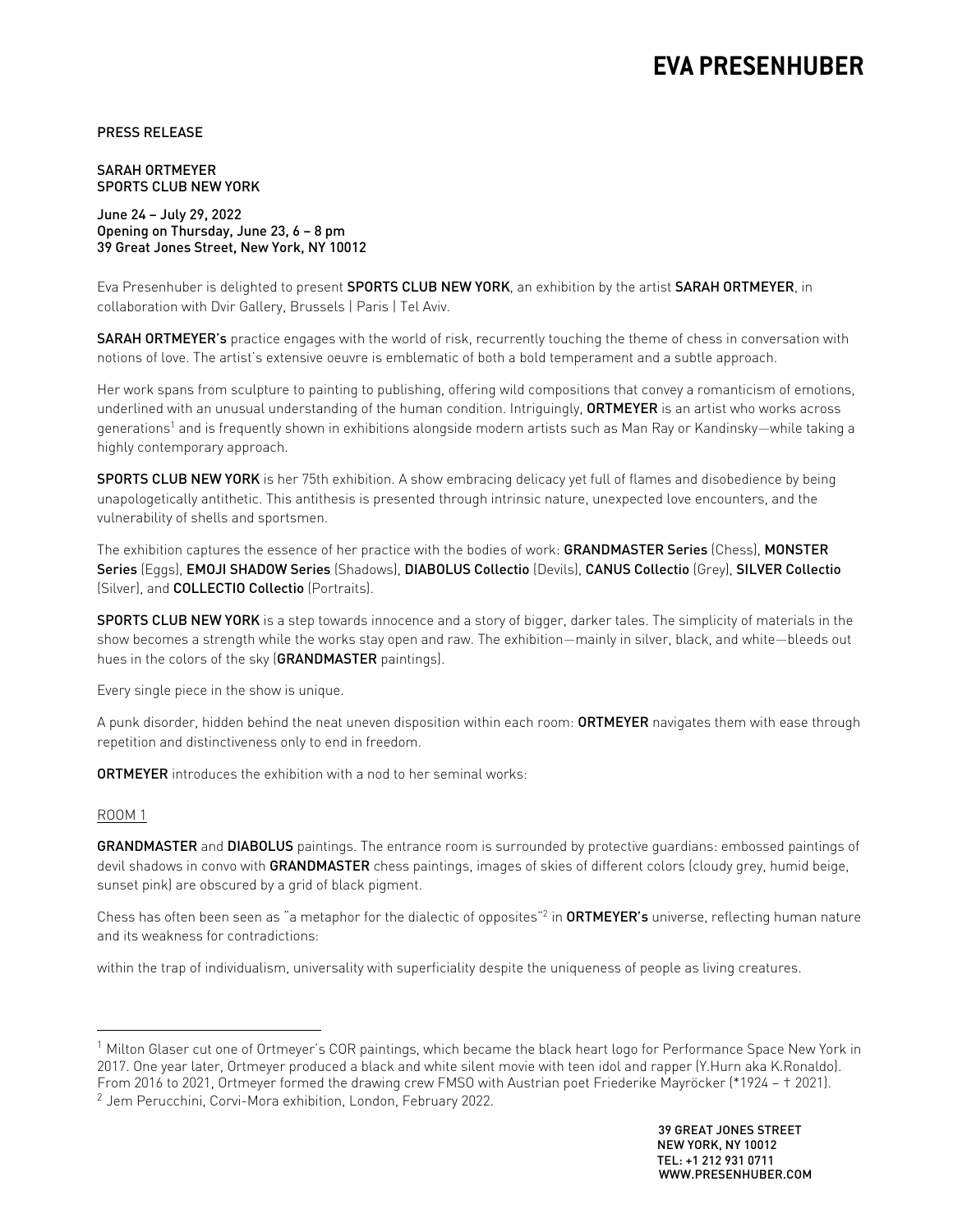# EVA PRESENHUBER

PRESS RELEASE

**SARAH ORTMEYER**
**SPORTS CLUB NEW YORK**

June 24 – July 29, 2022
Opening on Thursday, June 23, 6 – 8 pm
39 Great Jones Street, New York, NY 10012

Eva Presenhuber is delighted to present **SPORTS CLUB NEW YORK**, an exhibition by the artist **SARAH ORTMEYER**, in collaboration with Dvir Gallery, Brussels | Paris | Tel Aviv.

**SARAH ORTMEYER's** practice engages with the world of risk, recurrently touching the theme of chess in conversation with notions of love. The artist's extensive oeuvre is emblematic of both a bold temperament and a subtle approach.

Her work spans from sculpture to painting to publishing, offering wild compositions that convey a romanticism of emotions, underlined with an unusual understanding of the human condition. Intriguingly, **ORTMEYER** is an artist who works across generations[1] and is frequently shown in exhibitions alongside modern artists such as Man Ray or Kandinsky—while taking a highly contemporary approach.

**SPORTS CLUB NEW YORK** is her 75th exhibition. A show embracing delicacy yet full of flames and disobedience by being unapologetically antithetic. This antithesis is presented through intrinsic nature, unexpected love encounters, and the vulnerability of shells and sportsmen.

The exhibition captures the essence of her practice with the bodies of work: **GRANDMASTER Series** (Chess), **MONSTER Series** (Eggs), **EMOJI SHADOW Series** (Shadows), **DIABOLUS Collectio** (Devils), **CANUS Collectio** (Grey), **SILVER Collectio** (Silver), and **COLLECTIO Collectio** (Portraits).

**SPORTS CLUB NEW YORK** is a step towards innocence and a story of bigger, darker tales. The simplicity of materials in the show becomes a strength while the works stay open and raw. The exhibition—mainly in silver, black, and white—bleeds out hues in the colors of the sky (**GRANDMASTER** paintings).

Every single piece in the show is unique.

A punk disorder, hidden behind the neat uneven disposition within each room: **ORTMEYER** navigates them with ease through repetition and distinctiveness only to end in freedom.

**ORTMEYER** introduces the exhibition with a nod to her seminal works:

<u>ROOM 1</u>

**GRANDMASTER** and **DIABOLUS** paintings. The entrance room is surrounded by protective guardians: embossed paintings of devil shadows in convo with **GRANDMASTER** chess paintings, images of skies of different colors (cloudy grey, humid beige, sunset pink) are obscured by a grid of black pigment.

Chess has often been seen as "a metaphor for the dialectic of opposites"[2] in **ORTMEYER's** universe, reflecting human nature and its weakness for contradictions:

within the trap of individualism, universality with superficiality despite the uniqueness of people as living creatures.

---

[1] Milton Glaser cut one of Ortmeyer's COR paintings, which became the black heart logo for Performance Space New York in 2017. One year later, Ortmeyer produced a black and white silent movie with teen idol and rapper (Y.Hurn aka K.Ronaldo). From 2016 to 2021, Ortmeyer formed the drawing crew FMSO with Austrian poet Friederike Mayröcker (*1924 – † 2021).
[2] Jem Perucchini, Corvi-Mora exhibition, London, February 2022.

39 GREAT JONES STREET
NEW YORK, NY 10012
TEL: +1 212 931 0711
WWW.PRESENHUBER.COM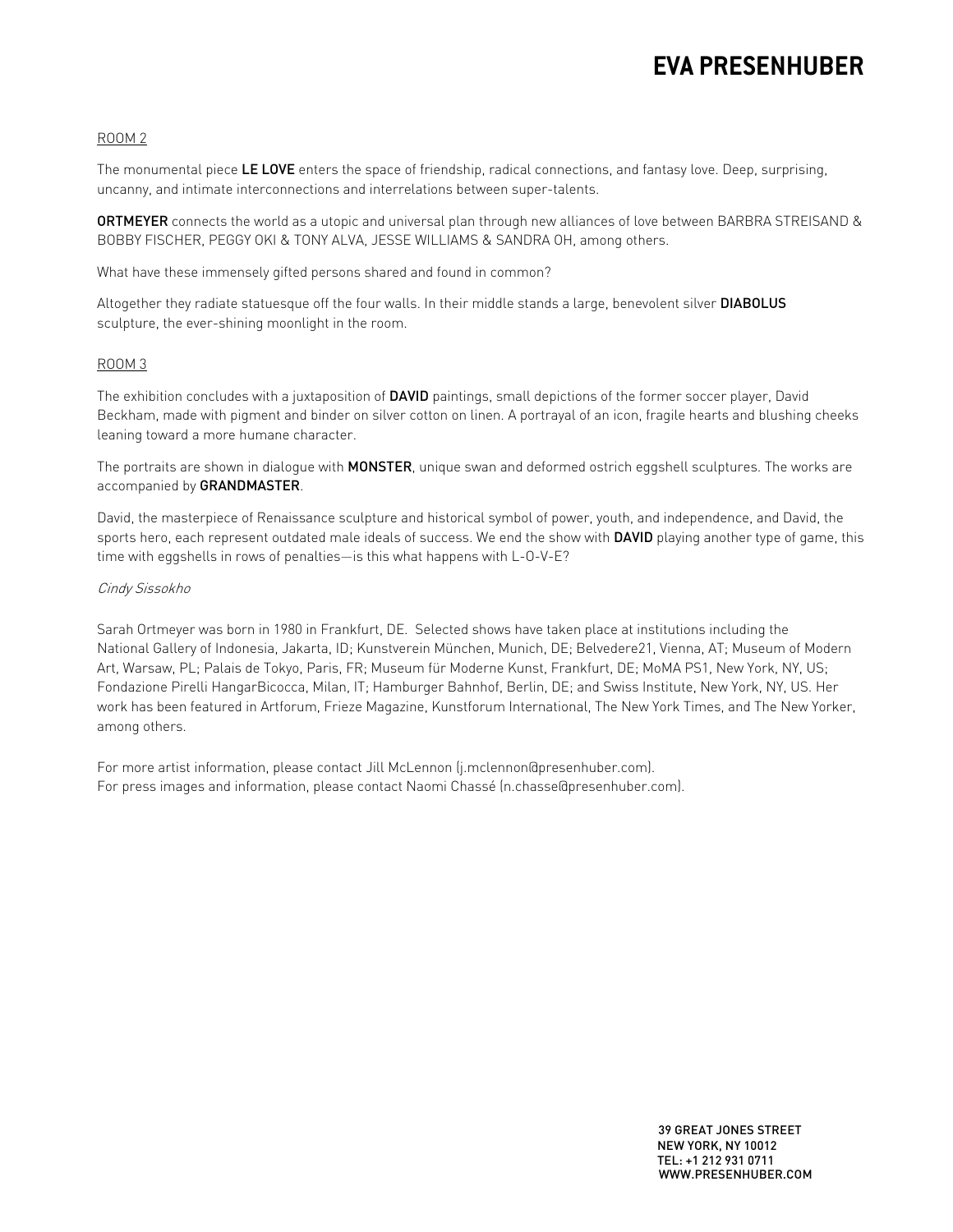ROOM 2

The monumental piece **LE LOVE** enters the space of friendship, radical connections, and fantasy love. Deep, surprising, uncanny, and intimate interconnections and interrelations between super-talents.

**ORTMEYER** connects the world as a utopic and universal plan through new alliances of love between BARBRA STREISAND & BOBBY FISCHER, PEGGY OKI & TONY ALVA, JESSE WILLIAMS & SANDRA OH, among others.

What have these immensely gifted persons shared and found in common?

Altogether they radiate statuesque off the four walls. In their middle stands a large, benevolent silver **DIABOLUS** sculpture, the ever-shining moonlight in the room.

ROOM 3

The exhibition concludes with a juxtaposition of **DAVID** paintings, small depictions of the former soccer player, David Beckham, made with pigment and binder on silver cotton on linen. A portrayal of an icon, fragile hearts and blushing cheeks leaning toward a more humane character.

The portraits are shown in dialogue with **MONSTER**, unique swan and deformed ostrich eggshell sculptures. The works are accompanied by **GRANDMASTER**.

David, the masterpiece of Renaissance sculpture and historical symbol of power, youth, and independence, and David, the sports hero, each represent outdated male ideals of success. We end the show with **DAVID** playing another type of game, this time with eggshells in rows of penalties—is this what happens with L-O-V-E?

*Cindy Sissokho*

Sarah Ortmeyer was born in 1980 in Frankfurt, DE. Selected shows have taken place at institutions including the National Gallery of Indonesia, Jakarta, ID; Kunstverein München, Munich, DE; Belvedere21, Vienna, AT; Museum of Modern Art, Warsaw, PL; Palais de Tokyo, Paris, FR; Museum für Moderne Kunst, Frankfurt, DE; MoMA PS1, New York, NY, US; Fondazione Pirelli HangarBicocca, Milan, IT; Hamburger Bahnhof, Berlin, DE; and Swiss Institute, New York, NY, US. Her work has been featured in Artforum, Frieze Magazine, Kunstforum International, The New York Times, and The New Yorker, among others.

For more artist information, please contact Jill McLennon (j.mclennon@presenhuber.com).
For press images and information, please contact Naomi Chassé (n.chasse@presenhuber.com).